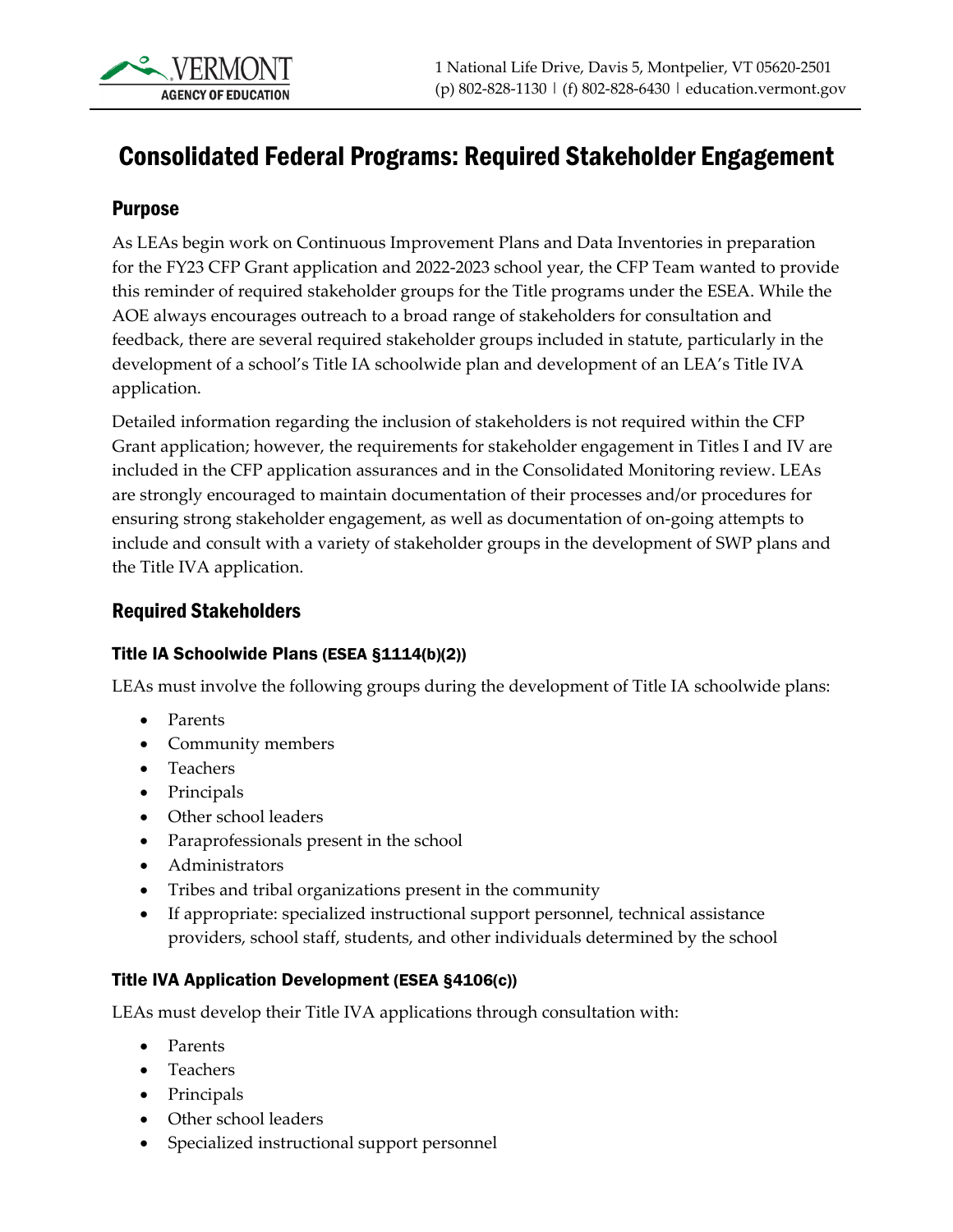# Consolidated Federal Programs: Required Stakeholder Engagement

## Purpose

As LEAs begin work on Continuous Improvement Plans and Data Inventories in preparation for the FY23 CFP Grant application and 2022-2023 school year, the CFP Team wanted to provide this reminder of required stakeholder groups for the Title programs under the ESEA. While the AOE always encourages outreach to a broad range of stakeholders for consultation and feedback, there are several required stakeholder groups included in statute, particularly in the development of a school's Title IA schoolwide plan and development of an LEA's Title IVA application.

Detailed information regarding the inclusion of stakeholders is not required within the CFP Grant application; however, the requirements for stakeholder engagement in Titles I and IV are included in the CFP application assurances and in the Consolidated Monitoring review. LEAs are strongly encouraged to maintain documentation of their processes and/or procedures for ensuring strong stakeholder engagement, as well as documentation of on-going attempts to include and consult with a variety of stakeholder groups in the development of SWP plans and the Title IVA application.

## Required Stakeholders

### Title IA Schoolwide Plans (ESEA §1114(b)(2))

LEAs must involve the following groups during the development of Title IA schoolwide plans:

- Parents
- Community members
- Teachers
- Principals
- Other school leaders
- Paraprofessionals present in the school
- Administrators
- Tribes and tribal organizations present in the community
- If appropriate: specialized instructional support personnel, technical assistance providers, school staff, students, and other individuals determined by the school

### Title IVA Application Development (ESEA §4106(c))

LEAs must develop their Title IVA applications through consultation with:

- Parents
- Teachers
- Principals
- Other school leaders
- Specialized instructional support personnel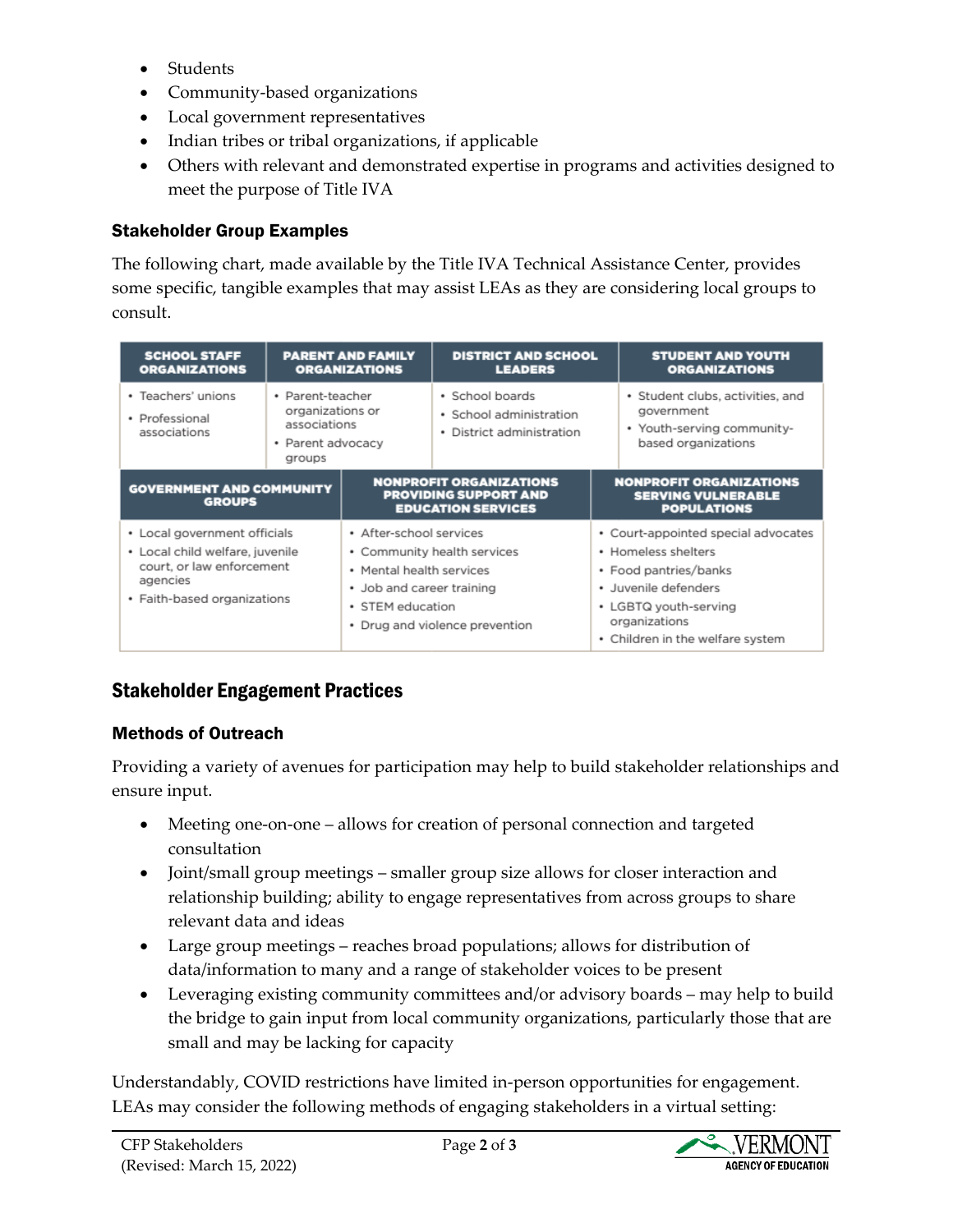- Students
- Community-based organizations
- Local government representatives
- Indian tribes or tribal organizations, if applicable
- Others with relevant and demonstrated expertise in programs and activities designed to meet the purpose of Title IVA

### Stakeholder Group Examples

The following chart, made available by the Title IVA Technical Assistance Center, provides some specific, tangible examples that may assist LEAs as they are considering local groups to consult.

| SCHOOL STAFF ORGANIZATIONS | PARENT AND FAMILY ORGANIZATIONS | DISTRICT AND SCHOOL LEADERS | STUDENT AND YOUTH ORGANIZATIONS |
|---|---|---|---|
| • Teachers' unions<br>• Professional associations | • Parent-teacher organizations or associations<br>• Parent advocacy groups | • School boards<br>• School administration<br>• District administration | • Student clubs, activities, and government<br>• Youth-serving community-based organizations |

| GOVERNMENT AND COMMUNITY GROUPS | NONPROFIT ORGANIZATIONS PROVIDING SUPPORT AND EDUCATION SERVICES | NONPROFIT ORGANIZATIONS SERVING VULNERABLE POPULATIONS |
|---|---|---|
| • Local government officials<br>• Local child welfare, juvenile court, or law enforcement agencies<br>• Faith-based organizations | • After-school services<br>• Community health services<br>• Mental health services<br>• Job and career training<br>• STEM education<br>• Drug and violence prevention | • Court-appointed special advocates<br>• Homeless shelters<br>• Food pantries/banks<br>• Juvenile defenders<br>• LGBTQ youth-serving organizations<br>• Children in the welfare system |

## Stakeholder Engagement Practices

### Methods of Outreach

Providing a variety of avenues for participation may help to build stakeholder relationships and ensure input.

- Meeting one-on-one – allows for creation of personal connection and targeted consultation
- Joint/small group meetings – smaller group size allows for closer interaction and relationship building; ability to engage representatives from across groups to share relevant data and ideas
- Large group meetings – reaches broad populations; allows for distribution of data/information to many and a range of stakeholder voices to be present
- Leveraging existing community committees and/or advisory boards – may help to build the bridge to gain input from local community organizations, particularly those that are small and may be lacking for capacity

Understandably, COVID restrictions have limited in-person opportunities for engagement. LEAs may consider the following methods of engaging stakeholders in a virtual setting: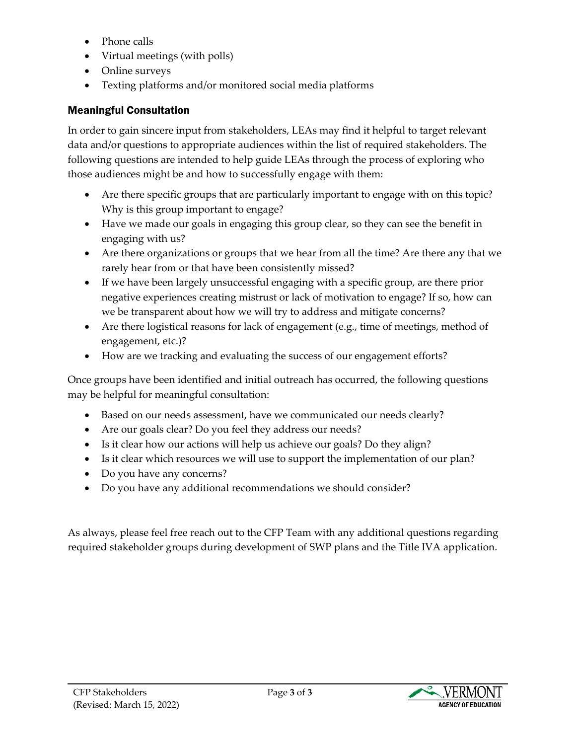- Phone calls
- Virtual meetings (with polls)
- Online surveys
- Texting platforms and/or monitored social media platforms

### Meaningful Consultation

In order to gain sincere input from stakeholders, LEAs may find it helpful to target relevant data and/or questions to appropriate audiences within the list of required stakeholders. The following questions are intended to help guide LEAs through the process of exploring who those audiences might be and how to successfully engage with them:

- Are there specific groups that are particularly important to engage with on this topic? Why is this group important to engage?
- Have we made our goals in engaging this group clear, so they can see the benefit in engaging with us?
- Are there organizations or groups that we hear from all the time? Are there any that we rarely hear from or that have been consistently missed?
- If we have been largely unsuccessful engaging with a specific group, are there prior negative experiences creating mistrust or lack of motivation to engage? If so, how can we be transparent about how we will try to address and mitigate concerns?
- Are there logistical reasons for lack of engagement (e.g., time of meetings, method of engagement, etc.)?
- How are we tracking and evaluating the success of our engagement efforts?

Once groups have been identified and initial outreach has occurred, the following questions may be helpful for meaningful consultation:

- Based on our needs assessment, have we communicated our needs clearly?
- Are our goals clear? Do you feel they address our needs?
- Is it clear how our actions will help us achieve our goals? Do they align?
- Is it clear which resources we will use to support the implementation of our plan?
- Do you have any concerns?
- Do you have any additional recommendations we should consider?

As always, please feel free reach out to the CFP Team with any additional questions regarding required stakeholder groups during development of SWP plans and the Title IVA application.